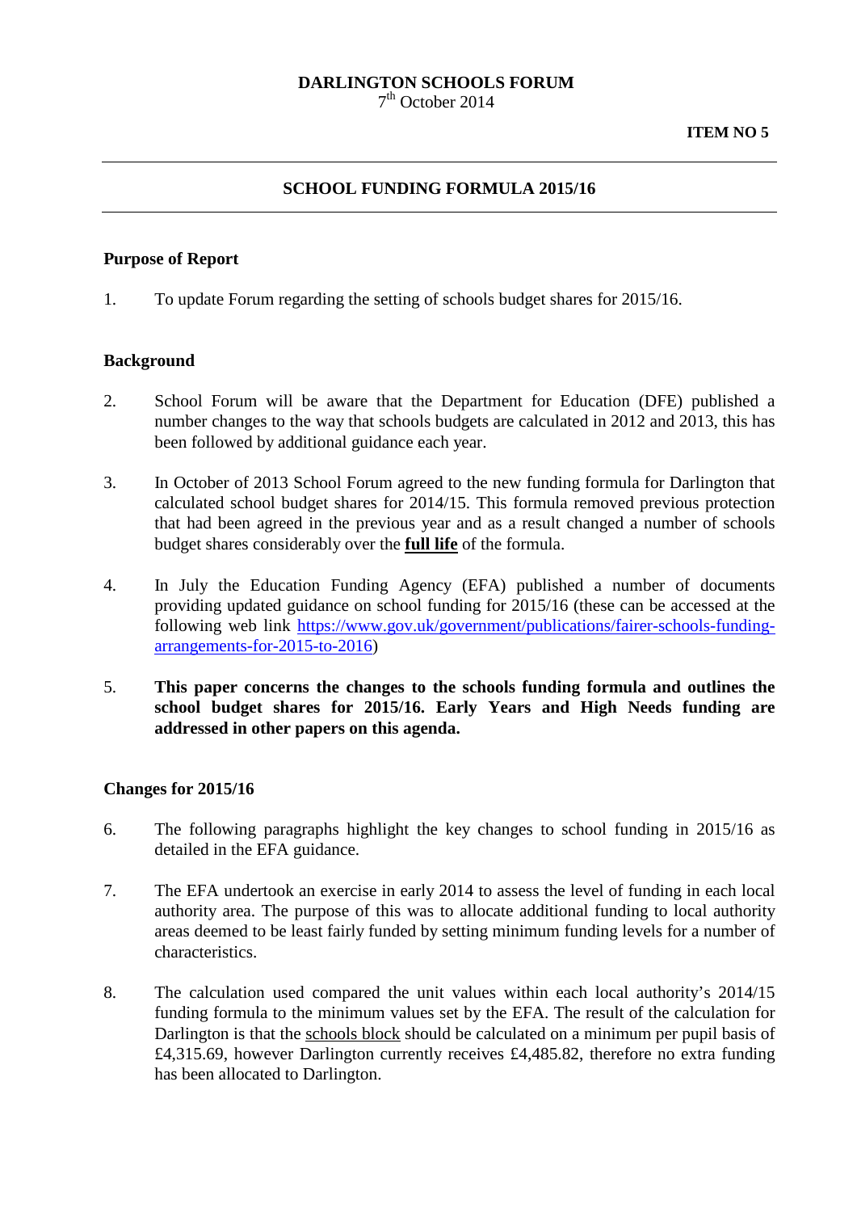**DARLINGTON SCHOOLS FORUM**
7th October 2014

**ITEM NO 5**

---

## SCHOOL FUNDING FORMULA 2015/16

---

### Purpose of Report

1. To update Forum regarding the setting of schools budget shares for 2015/16.

### Background

2. School Forum will be aware that the Department for Education (DFE) published a number changes to the way that schools budgets are calculated in 2012 and 2013, this has been followed by additional guidance each year.

3. In October of 2013 School Forum agreed to the new funding formula for Darlington that calculated school budget shares for 2014/15. This formula removed previous protection that had been agreed in the previous year and as a result changed a number of schools budget shares considerably over the **full life** of the formula.

4. In July the Education Funding Agency (EFA) published a number of documents providing updated guidance on school funding for 2015/16 (these can be accessed at the following web link https://www.gov.uk/government/publications/fairer-schools-funding-arrangements-for-2015-to-2016)

5. **This paper concerns the changes to the schools funding formula and outlines the school budget shares for 2015/16. Early Years and High Needs funding are addressed in other papers on this agenda.**

### Changes for 2015/16

6. The following paragraphs highlight the key changes to school funding in 2015/16 as detailed in the EFA guidance.

7. The EFA undertook an exercise in early 2014 to assess the level of funding in each local authority area. The purpose of this was to allocate additional funding to local authority areas deemed to be least fairly funded by setting minimum funding levels for a number of characteristics.

8. The calculation used compared the unit values within each local authority's 2014/15 funding formula to the minimum values set by the EFA. The result of the calculation for Darlington is that the schools block should be calculated on a minimum per pupil basis of £4,315.69, however Darlington currently receives £4,485.82, therefore no extra funding has been allocated to Darlington.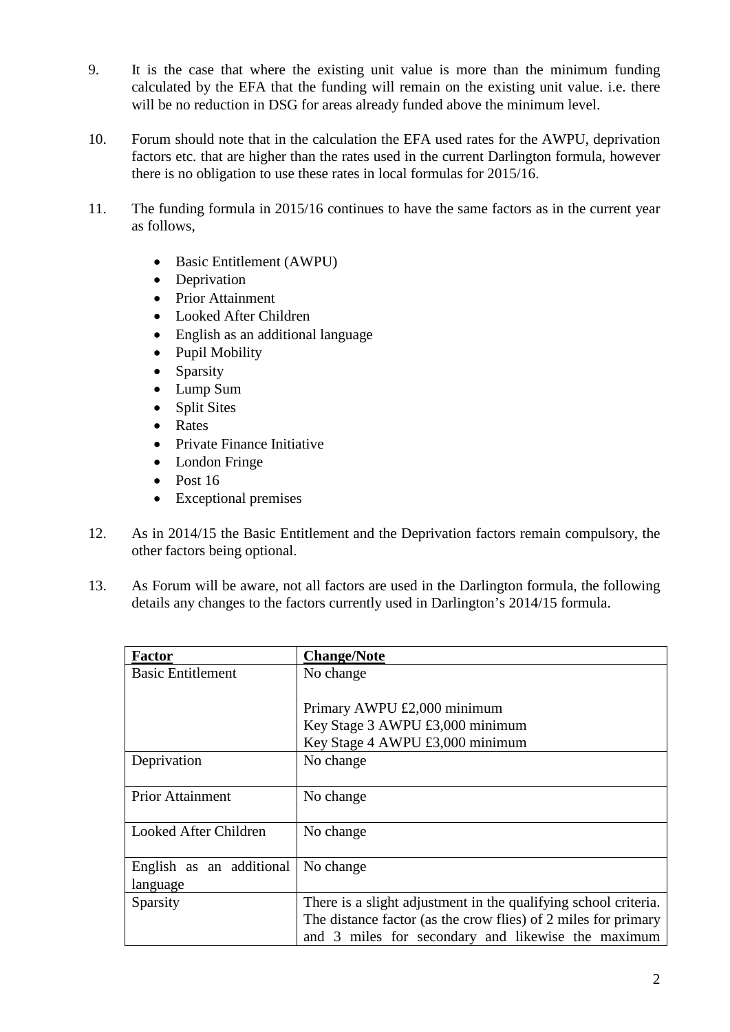9. It is the case that where the existing unit value is more than the minimum funding calculated by the EFA that the funding will remain on the existing unit value. i.e. there will be no reduction in DSG for areas already funded above the minimum level.

10. Forum should note that in the calculation the EFA used rates for the AWPU, deprivation factors etc. that are higher than the rates used in the current Darlington formula, however there is no obligation to use these rates in local formulas for 2015/16.

11. The funding formula in 2015/16 continues to have the same factors as in the current year as follows,

    - Basic Entitlement (AWPU)
    - Deprivation
    - Prior Attainment
    - Looked After Children
    - English as an additional language
    - Pupil Mobility
    - Sparsity
    - Lump Sum
    - Split Sites
    - Rates
    - Private Finance Initiative
    - London Fringe
    - Post 16
    - Exceptional premises

12. As in 2014/15 the Basic Entitlement and the Deprivation factors remain compulsory, the other factors being optional.

13. As Forum will be aware, not all factors are used in the Darlington formula, the following details any changes to the factors currently used in Darlington's 2014/15 formula.

| **Factor** | **Change/Note** |
|---|---|
| Basic Entitlement | No change<br><br>Primary AWPU £2,000 minimum<br>Key Stage 3 AWPU £3,000 minimum<br>Key Stage 4 AWPU £3,000 minimum |
| Deprivation | No change |
| Prior Attainment | No change |
| Looked After Children | No change |
| English as an additional language | No change |
| Sparsity | There is a slight adjustment in the qualifying school criteria. The distance factor (as the crow flies) of 2 miles for primary and 3 miles for secondary and likewise the maximum |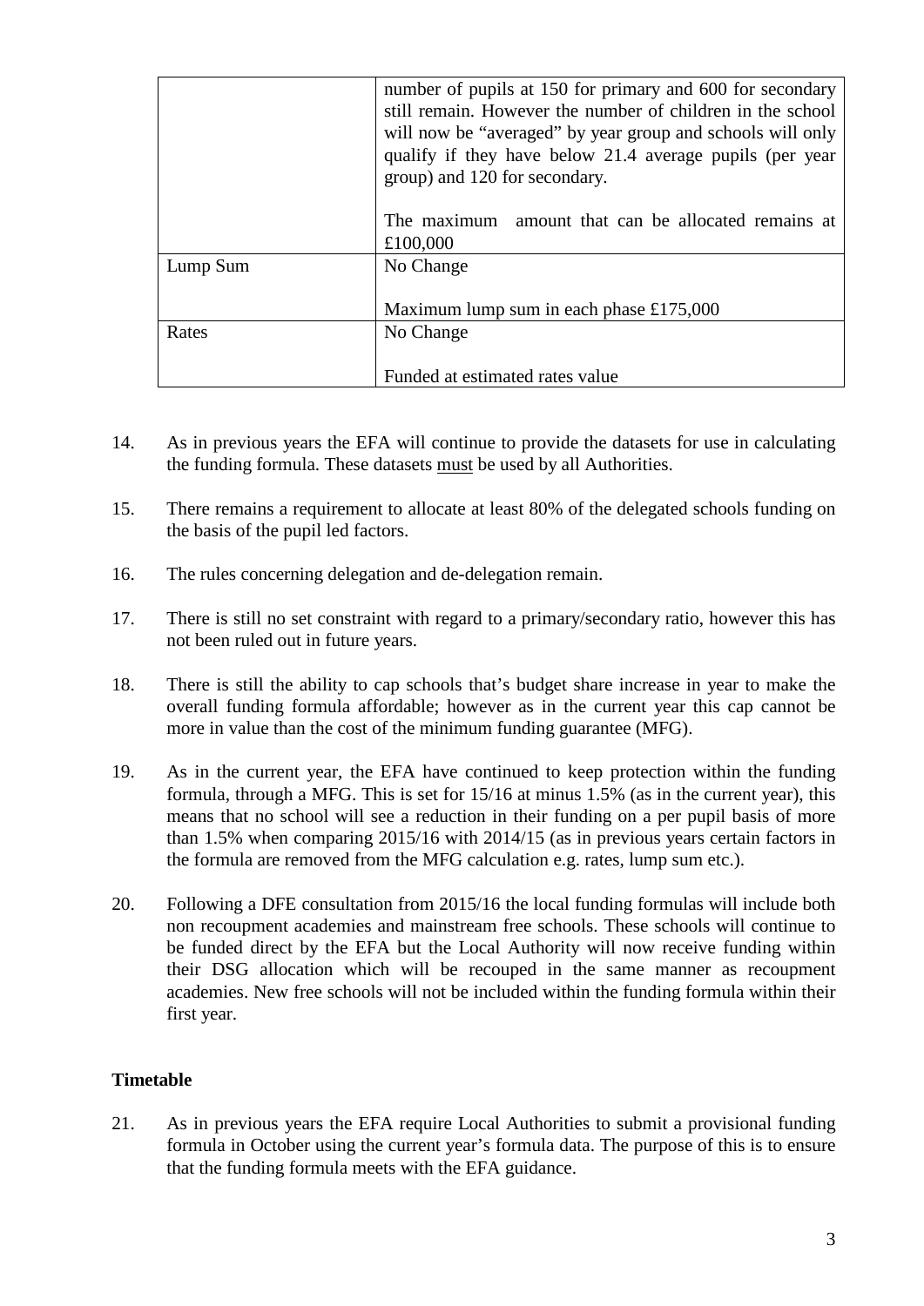| | |
|---|---|
| | number of pupils at 150 for primary and 600 for secondary still remain. However the number of children in the school will now be "averaged" by year group and schools will only qualify if they have below 21.4 average pupils (per year group) and 120 for secondary.<br><br>The maximum amount that can be allocated remains at £100,000 |
| Lump Sum | No Change<br><br>Maximum lump sum in each phase £175,000 |
| Rates | No Change<br><br>Funded at estimated rates value |

14. As in previous years the EFA will continue to provide the datasets for use in calculating the funding formula. These datasets <u>must</u> be used by all Authorities.

15. There remains a requirement to allocate at least 80% of the delegated schools funding on the basis of the pupil led factors.

16. The rules concerning delegation and de-delegation remain.

17. There is still no set constraint with regard to a primary/secondary ratio, however this has not been ruled out in future years.

18. There is still the ability to cap schools that's budget share increase in year to make the overall funding formula affordable; however as in the current year this cap cannot be more in value than the cost of the minimum funding guarantee (MFG).

19. As in the current year, the EFA have continued to keep protection within the funding formula, through a MFG. This is set for 15/16 at minus 1.5% (as in the current year), this means that no school will see a reduction in their funding on a per pupil basis of more than 1.5% when comparing 2015/16 with 2014/15 (as in previous years certain factors in the formula are removed from the MFG calculation e.g. rates, lump sum etc.).

20. Following a DFE consultation from 2015/16 the local funding formulas will include both non recoupment academies and mainstream free schools. These schools will continue to be funded direct by the EFA but the Local Authority will now receive funding within their DSG allocation which will be recouped in the same manner as recoupment academies. New free schools will not be included within the funding formula within their first year.

**Timetable**

21. As in previous years the EFA require Local Authorities to submit a provisional funding formula in October using the current year's formula data. The purpose of this is to ensure that the funding formula meets with the EFA guidance.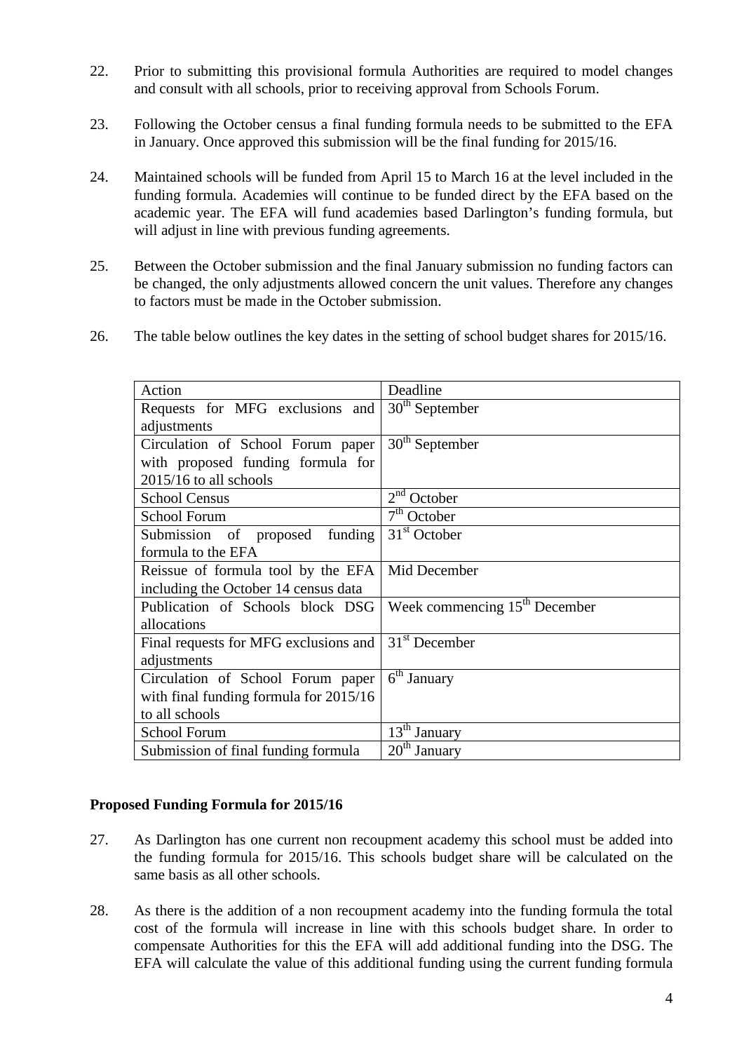22. Prior to submitting this provisional formula Authorities are required to model changes and consult with all schools, prior to receiving approval from Schools Forum.

23. Following the October census a final funding formula needs to be submitted to the EFA in January. Once approved this submission will be the final funding for 2015/16.

24. Maintained schools will be funded from April 15 to March 16 at the level included in the funding formula. Academies will continue to be funded direct by the EFA based on the academic year. The EFA will fund academies based Darlington's funding formula, but will adjust in line with previous funding agreements.

25. Between the October submission and the final January submission no funding factors can be changed, the only adjustments allowed concern the unit values. Therefore any changes to factors must be made in the October submission.

26. The table below outlines the key dates in the setting of school budget shares for 2015/16.

| Action | Deadline |
|---|---|
| Requests for MFG exclusions and adjustments | 30th September |
| Circulation of School Forum paper with proposed funding formula for 2015/16 to all schools | 30th September |
| School Census | 2nd October |
| School Forum | 7th October |
| Submission of proposed funding formula to the EFA | 31st October |
| Reissue of formula tool by the EFA including the October 14 census data | Mid December |
| Publication of Schools block DSG allocations | Week commencing 15th December |
| Final requests for MFG exclusions and adjustments | 31st December |
| Circulation of School Forum paper with final funding formula for 2015/16 to all schools | 6th January |
| School Forum | 13th January |
| Submission of final funding formula | 20th January |

**Proposed Funding Formula for 2015/16**

27. As Darlington has one current non recoupment academy this school must be added into the funding formula for 2015/16. This schools budget share will be calculated on the same basis as all other schools.

28. As there is the addition of a non recoupment academy into the funding formula the total cost of the formula will increase in line with this schools budget share. In order to compensate Authorities for this the EFA will add additional funding into the DSG. The EFA will calculate the value of this additional funding using the current funding formula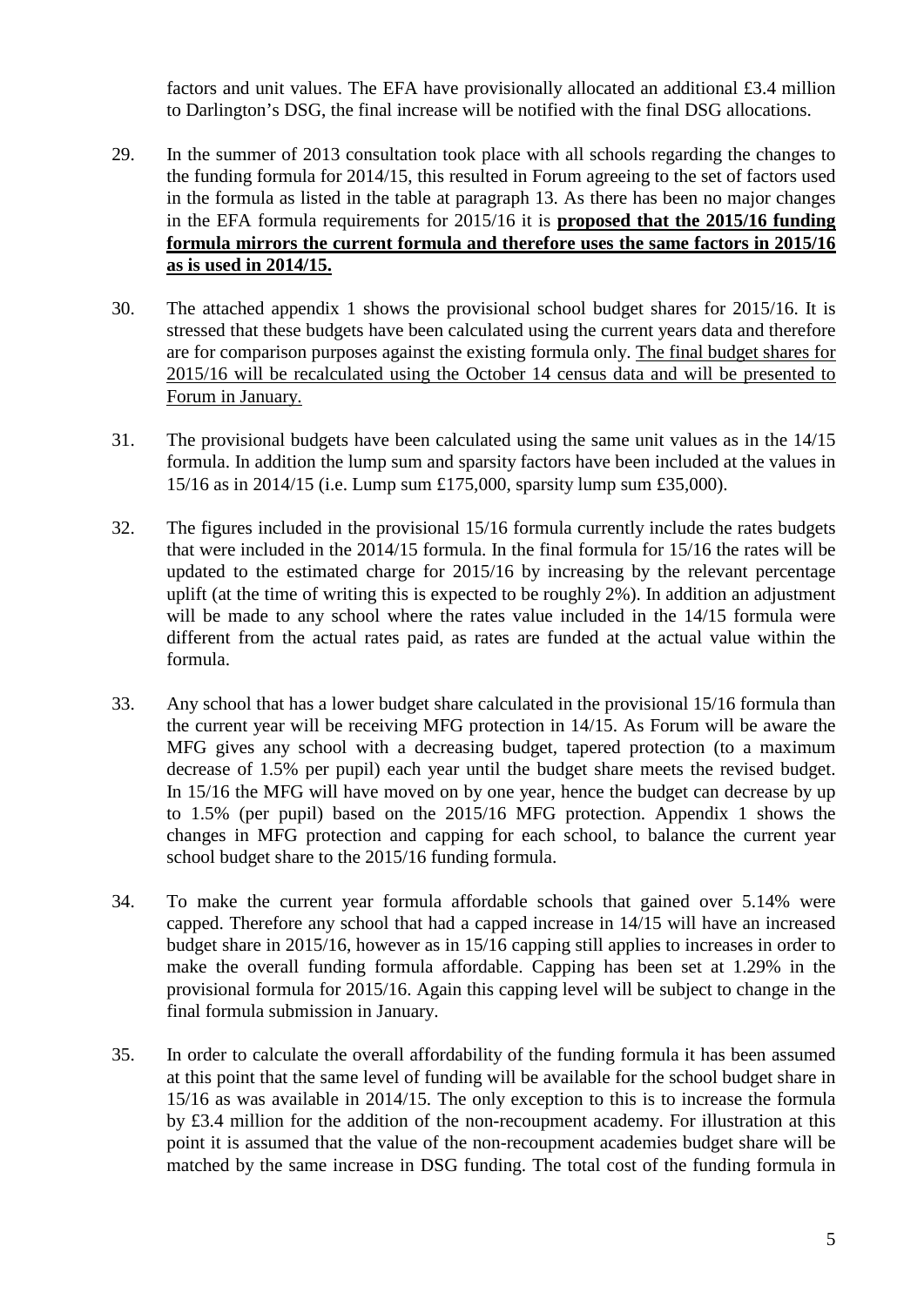factors and unit values. The EFA have provisionally allocated an additional £3.4 million to Darlington's DSG, the final increase will be notified with the final DSG allocations.

29. In the summer of 2013 consultation took place with all schools regarding the changes to the funding formula for 2014/15, this resulted in Forum agreeing to the set of factors used in the formula as listed in the table at paragraph 13. As there has been no major changes in the EFA formula requirements for 2015/16 it is **<u>proposed that the 2015/16 funding formula mirrors the current formula and therefore uses the same factors in 2015/16 as is used in 2014/15.</u>**

30. The attached appendix 1 shows the provisional school budget shares for 2015/16. It is stressed that these budgets have been calculated using the current years data and therefore are for comparison purposes against the existing formula only. <u>The final budget shares for 2015/16 will be recalculated using the October 14 census data and will be presented to Forum in January.</u>

31. The provisional budgets have been calculated using the same unit values as in the 14/15 formula. In addition the lump sum and sparsity factors have been included at the values in 15/16 as in 2014/15 (i.e. Lump sum £175,000, sparsity lump sum £35,000).

32. The figures included in the provisional 15/16 formula currently include the rates budgets that were included in the 2014/15 formula. In the final formula for 15/16 the rates will be updated to the estimated charge for 2015/16 by increasing by the relevant percentage uplift (at the time of writing this is expected to be roughly 2%). In addition an adjustment will be made to any school where the rates value included in the 14/15 formula were different from the actual rates paid, as rates are funded at the actual value within the formula.

33. Any school that has a lower budget share calculated in the provisional 15/16 formula than the current year will be receiving MFG protection in 14/15. As Forum will be aware the MFG gives any school with a decreasing budget, tapered protection (to a maximum decrease of 1.5% per pupil) each year until the budget share meets the revised budget. In 15/16 the MFG will have moved on by one year, hence the budget can decrease by up to 1.5% (per pupil) based on the 2015/16 MFG protection. Appendix 1 shows the changes in MFG protection and capping for each school, to balance the current year school budget share to the 2015/16 funding formula.

34. To make the current year formula affordable schools that gained over 5.14% were capped. Therefore any school that had a capped increase in 14/15 will have an increased budget share in 2015/16, however as in 15/16 capping still applies to increases in order to make the overall funding formula affordable. Capping has been set at 1.29% in the provisional formula for 2015/16. Again this capping level will be subject to change in the final formula submission in January.

35. In order to calculate the overall affordability of the funding formula it has been assumed at this point that the same level of funding will be available for the school budget share in 15/16 as was available in 2014/15. The only exception to this is to increase the formula by £3.4 million for the addition of the non-recoupment academy. For illustration at this point it is assumed that the value of the non-recoupment academies budget share will be matched by the same increase in DSG funding. The total cost of the funding formula in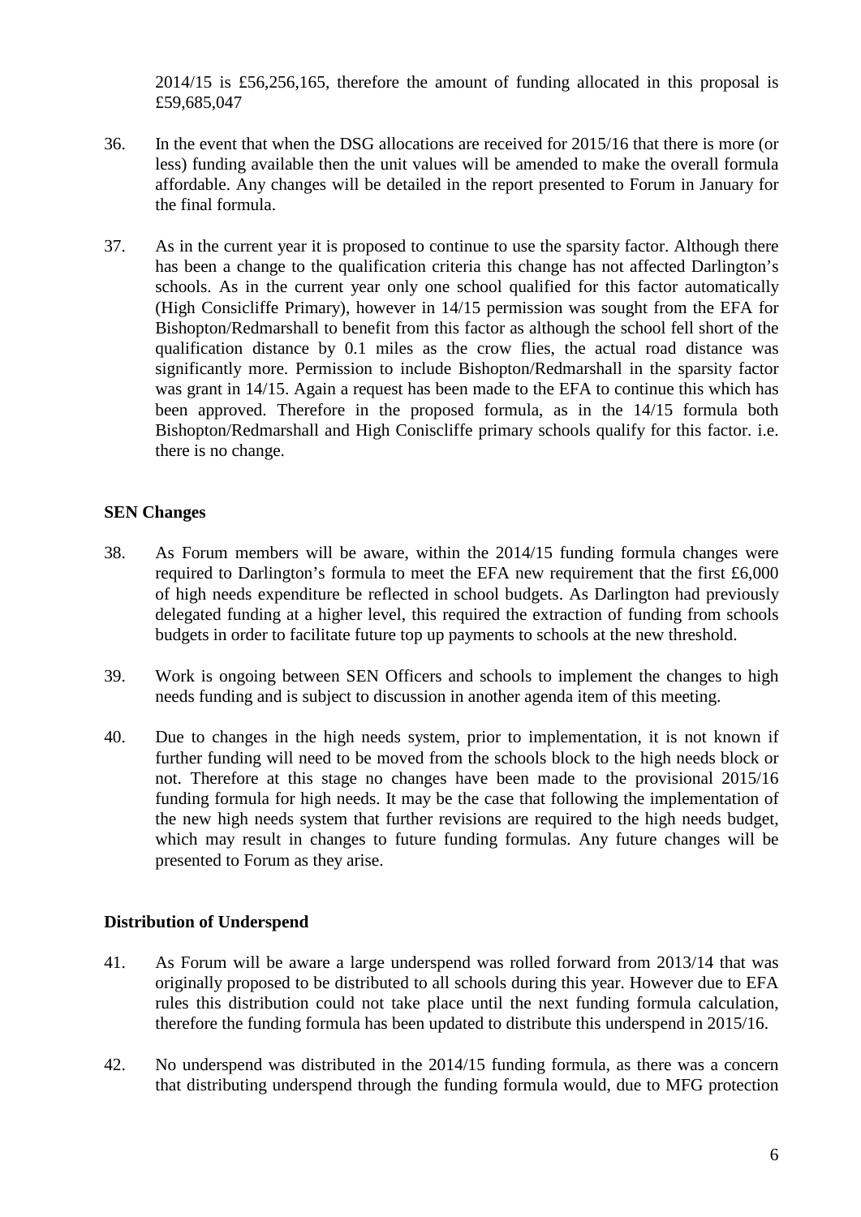2014/15 is £56,256,165, therefore the amount of funding allocated in this proposal is £59,685,047

36. In the event that when the DSG allocations are received for 2015/16 that there is more (or less) funding available then the unit values will be amended to make the overall formula affordable. Any changes will be detailed in the report presented to Forum in January for the final formula.

37. As in the current year it is proposed to continue to use the sparsity factor. Although there has been a change to the qualification criteria this change has not affected Darlington's schools. As in the current year only one school qualified for this factor automatically (High Consicliffe Primary), however in 14/15 permission was sought from the EFA for Bishopton/Redmarshall to benefit from this factor as although the school fell short of the qualification distance by 0.1 miles as the crow flies, the actual road distance was significantly more. Permission to include Bishopton/Redmarshall in the sparsity factor was grant in 14/15. Again a request has been made to the EFA to continue this which has been approved. Therefore in the proposed formula, as in the 14/15 formula both Bishopton/Redmarshall and High Coniscliffe primary schools qualify for this factor. i.e. there is no change.

**SEN Changes**

38. As Forum members will be aware, within the 2014/15 funding formula changes were required to Darlington's formula to meet the EFA new requirement that the first £6,000 of high needs expenditure be reflected in school budgets. As Darlington had previously delegated funding at a higher level, this required the extraction of funding from schools budgets in order to facilitate future top up payments to schools at the new threshold.

39. Work is ongoing between SEN Officers and schools to implement the changes to high needs funding and is subject to discussion in another agenda item of this meeting.

40. Due to changes in the high needs system, prior to implementation, it is not known if further funding will need to be moved from the schools block to the high needs block or not. Therefore at this stage no changes have been made to the provisional 2015/16 funding formula for high needs. It may be the case that following the implementation of the new high needs system that further revisions are required to the high needs budget, which may result in changes to future funding formulas. Any future changes will be presented to Forum as they arise.

**Distribution of Underspend**

41. As Forum will be aware a large underspend was rolled forward from 2013/14 that was originally proposed to be distributed to all schools during this year. However due to EFA rules this distribution could not take place until the next funding formula calculation, therefore the funding formula has been updated to distribute this underspend in 2015/16.

42. No underspend was distributed in the 2014/15 funding formula, as there was a concern that distributing underspend through the funding formula would, due to MFG protection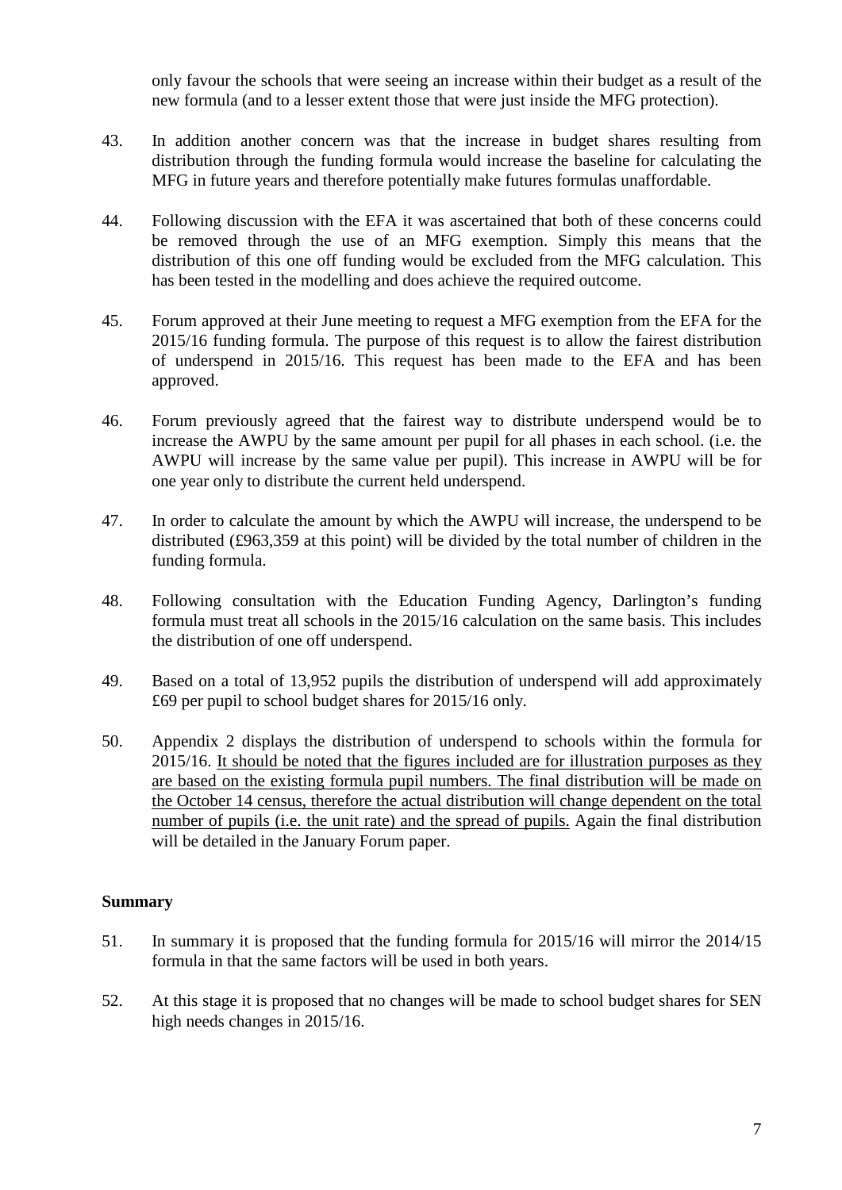only favour the schools that were seeing an increase within their budget as a result of the new formula (and to a lesser extent those that were just inside the MFG protection).

43. In addition another concern was that the increase in budget shares resulting from distribution through the funding formula would increase the baseline for calculating the MFG in future years and therefore potentially make futures formulas unaffordable.

44. Following discussion with the EFA it was ascertained that both of these concerns could be removed through the use of an MFG exemption. Simply this means that the distribution of this one off funding would be excluded from the MFG calculation. This has been tested in the modelling and does achieve the required outcome.

45. Forum approved at their June meeting to request a MFG exemption from the EFA for the 2015/16 funding formula. The purpose of this request is to allow the fairest distribution of underspend in 2015/16. This request has been made to the EFA and has been approved.

46. Forum previously agreed that the fairest way to distribute underspend would be to increase the AWPU by the same amount per pupil for all phases in each school. (i.e. the AWPU will increase by the same value per pupil). This increase in AWPU will be for one year only to distribute the current held underspend.

47. In order to calculate the amount by which the AWPU will increase, the underspend to be distributed (£963,359 at this point) will be divided by the total number of children in the funding formula.

48. Following consultation with the Education Funding Agency, Darlington's funding formula must treat all schools in the 2015/16 calculation on the same basis. This includes the distribution of one off underspend.

49. Based on a total of 13,952 pupils the distribution of underspend will add approximately £69 per pupil to school budget shares for 2015/16 only.

50. Appendix 2 displays the distribution of underspend to schools within the formula for 2015/16. It should be noted that the figures included are for illustration purposes as they are based on the existing formula pupil numbers. The final distribution will be made on the October 14 census, therefore the actual distribution will change dependent on the total number of pupils (i.e. the unit rate) and the spread of pupils. Again the final distribution will be detailed in the January Forum paper.

**Summary**

51. In summary it is proposed that the funding formula for 2015/16 will mirror the 2014/15 formula in that the same factors will be used in both years.

52. At this stage it is proposed that no changes will be made to school budget shares for SEN high needs changes in 2015/16.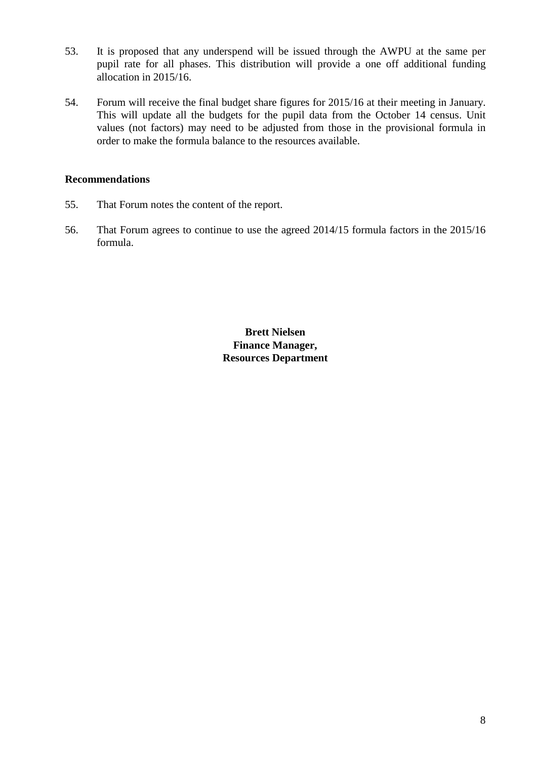53. It is proposed that any underspend will be issued through the AWPU at the same per pupil rate for all phases. This distribution will provide a one off additional funding allocation in 2015/16.

54. Forum will receive the final budget share figures for 2015/16 at their meeting in January. This will update all the budgets for the pupil data from the October 14 census. Unit values (not factors) may need to be adjusted from those in the provisional formula in order to make the formula balance to the resources available.

**Recommendations**

55. That Forum notes the content of the report.

56. That Forum agrees to continue to use the agreed 2014/15 formula factors in the 2015/16 formula.

**Brett Nielsen**
**Finance Manager,**
**Resources Department**